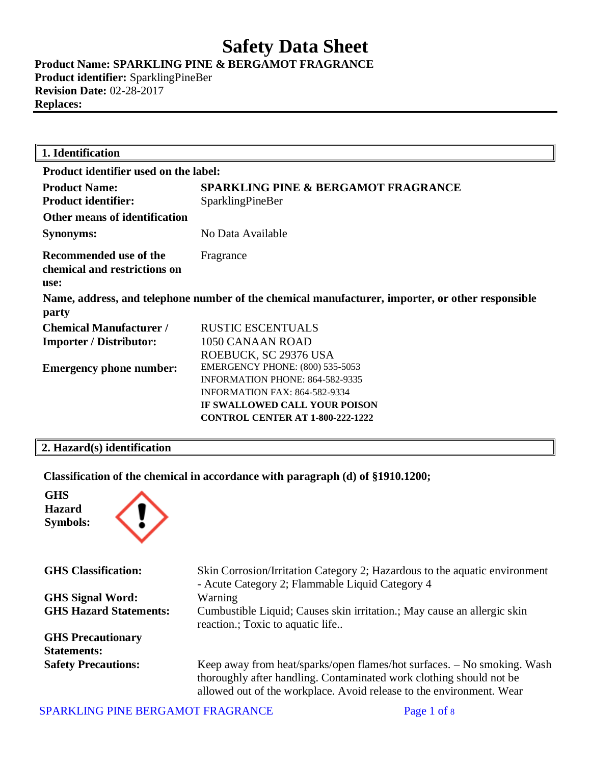# Safety Data Sheet

**Product Name: SPARKLING PINE & BERGAMOT FRAGRANCE**
**Product identifier:** SparklingPineBer
**Revision Date:** 02-28-2017
**Replaces:**

## 1. Identification

**Product identifier used on the label:**

| | |
|---|---|
| **Product Name:** | **SPARKLING PINE & BERGAMOT FRAGRANCE** |
| **Product identifier:** | SparklingPineBer |

**Other means of identification**

| | |
|---|---|
| **Synonyms:** | No Data Available |
| **Recommended use of the chemical and restrictions on use:** | Fragrance |

**Name, address, and telephone number of the chemical manufacturer, importer, or other responsible party**

| | |
|---|---|
| **Chemical Manufacturer / Importer / Distributor:** | RUSTIC ESCENTUALS<br>1050 CANAAN ROAD<br>ROEBUCK, SC 29376 USA |
| **Emergency phone number:** | EMERGENCY PHONE: (800) 535-5053<br>INFORMATION PHONE: 864-582-9335<br>INFORMATION FAX: 864-582-9334<br>**IF SWALLOWED CALL YOUR POISON CONTROL CENTER AT 1-800-222-1222** |

## 2. Hazard(s) identification

**Classification of the chemical in accordance with paragraph (d) of §1910.1200;**

**GHS Hazard Symbols:**

| | |
|---|---|
| **GHS Classification:** | Skin Corrosion/Irritation Category 2; Hazardous to the aquatic environment - Acute Category 2; Flammable Liquid Category 4 |
| **GHS Signal Word:** | Warning |
| **GHS Hazard Statements:** | Cumbustible Liquid; Causes skin irritation.; May cause an allergic skin reaction.; Toxic to aquatic life.. |
| **GHS Precautionary Statements:** | |
| **Safety Precautions:** | Keep away from heat/sparks/open flames/hot surfaces. – No smoking. Wash thoroughly after handling. Contaminated work clothing should not be allowed out of the workplace. Avoid release to the environment. Wear |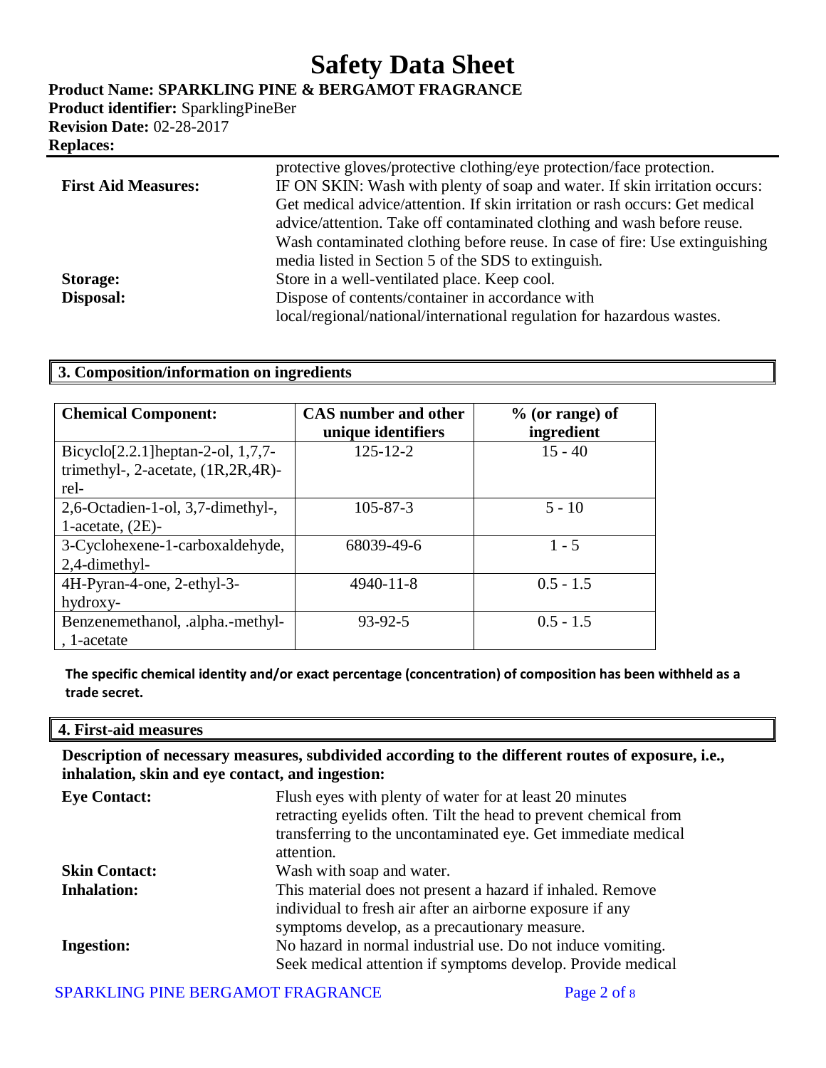| | |
|---|---|
| | protective gloves/protective clothing/eye protection/face protection. |
| **First Aid Measures:** | IF ON SKIN: Wash with plenty of soap and water. If skin irritation occurs: Get medical advice/attention. If skin irritation or rash occurs: Get medical advice/attention. Take off contaminated clothing and wash before reuse. Wash contaminated clothing before reuse. In case of fire: Use extinguishing media listed in Section 5 of the SDS to extinguish. |
| **Storage:** | Store in a well-ventilated place. Keep cool. |
| **Disposal:** | Dispose of contents/container in accordance with local/regional/national/international regulation for hazardous wastes. |

## 3. Composition/information on ingredients

| Chemical Component: | CAS number and other unique identifiers | % (or range) of ingredient |
|---|---|---|
| Bicyclo[2.2.1]heptan-2-ol, 1,7,7-trimethyl-, 2-acetate, (1R,2R,4R)-rel- | 125-12-2 | 15 - 40 |
| 2,6-Octadien-1-ol, 3,7-dimethyl-, 1-acetate, (2E)- | 105-87-3 | 5 - 10 |
| 3-Cyclohexene-1-carboxaldehyde, 2,4-dimethyl- | 68039-49-6 | 1 - 5 |
| 4H-Pyran-4-one, 2-ethyl-3-hydroxy- | 4940-11-8 | 0.5 - 1.5 |
| Benzenemethanol, .alpha.-methyl-, 1-acetate | 93-92-5 | 0.5 - 1.5 |

**The specific chemical identity and/or exact percentage (concentration) of composition has been withheld as a trade secret.**

## 4. First-aid measures

**Description of necessary measures, subdivided according to the different routes of exposure, i.e., inhalation, skin and eye contact, and ingestion:**

| | |
|---|---|
| **Eye Contact:** | Flush eyes with plenty of water for at least 20 minutes retracting eyelids often. Tilt the head to prevent chemical from transferring to the uncontaminated eye. Get immediate medical attention. |
| **Skin Contact:** | Wash with soap and water. |
| **Inhalation:** | This material does not present a hazard if inhaled. Remove individual to fresh air after an airborne exposure if any symptoms develop, as a precautionary measure. |
| **Ingestion:** | No hazard in normal industrial use. Do not induce vomiting. Seek medical attention if symptoms develop. Provide medical |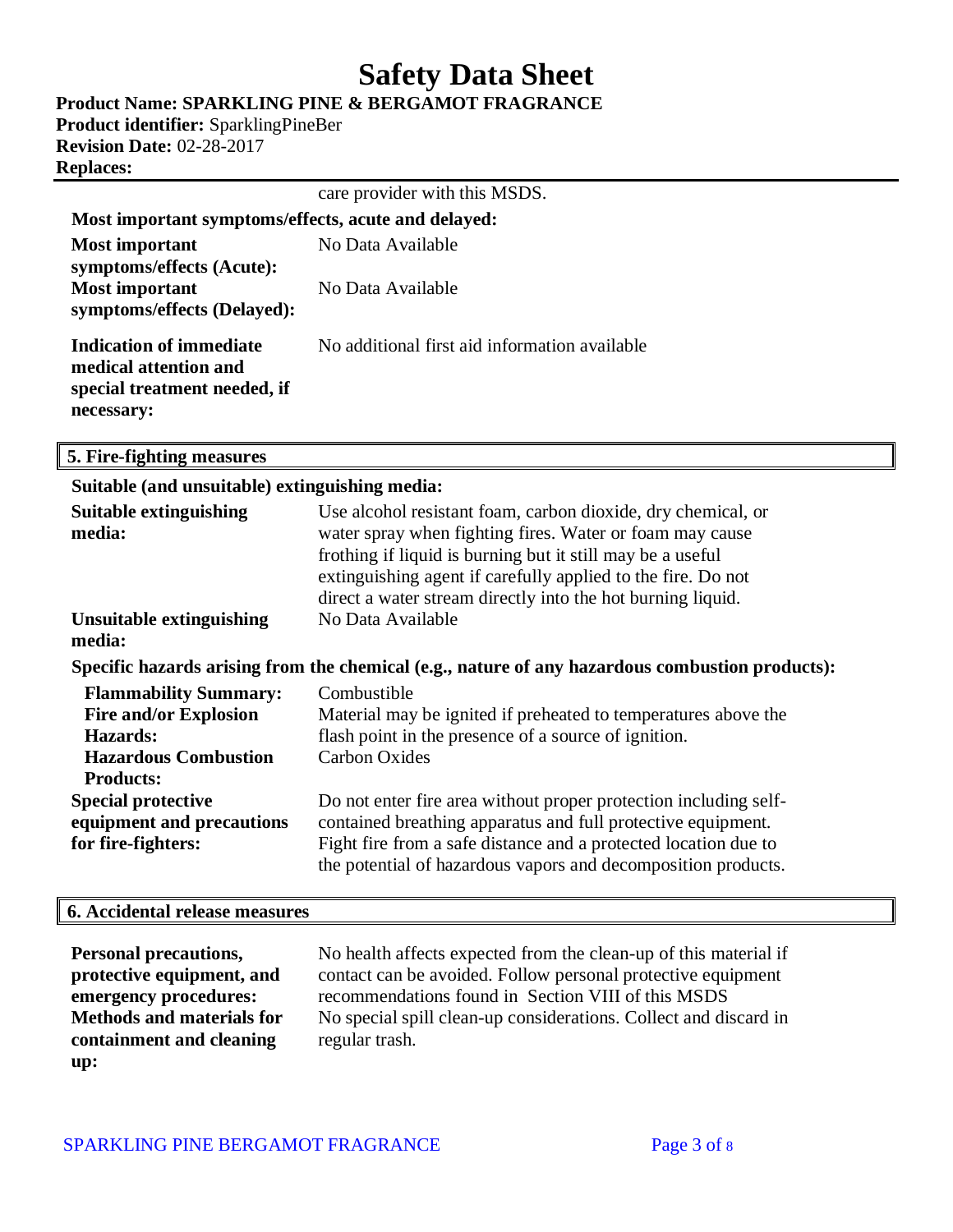care provider with this MSDS.

**Most important symptoms/effects, acute and delayed:**

| | |
|---|---|
| **Most important symptoms/effects (Acute):** | No Data Available |
| **Most important symptoms/effects (Delayed):** | No Data Available |
| **Indication of immediate medical attention and special treatment needed, if necessary:** | No additional first aid information available |

## 5. Fire-fighting measures

**Suitable (and unsuitable) extinguishing media:**

| | |
|---|---|
| **Suitable extinguishing media:** | Use alcohol resistant foam, carbon dioxide, dry chemical, or water spray when fighting fires. Water or foam may cause frothing if liquid is burning but it still may be a useful extinguishing agent if carefully applied to the fire. Do not direct a water stream directly into the hot burning liquid. |
| **Unsuitable extinguishing media:** | No Data Available |

**Specific hazards arising from the chemical (e.g., nature of any hazardous combustion products):**

| | |
|---|---|
| **Flammability Summary:** | Combustible |
| **Fire and/or Explosion Hazards:** | Material may be ignited if preheated to temperatures above the flash point in the presence of a source of ignition. |
| **Hazardous Combustion Products:** | Carbon Oxides |
| **Special protective equipment and precautions for fire-fighters:** | Do not enter fire area without proper protection including self-contained breathing apparatus and full protective equipment. Fight fire from a safe distance and a protected location due to the potential of hazardous vapors and decomposition products. |

## 6. Accidental release measures

| | |
|---|---|
| **Personal precautions, protective equipment, and emergency procedures:** | No health affects expected from the clean-up of this material if contact can be avoided. Follow personal protective equipment recommendations found in Section VIII of this MSDS |
| **Methods and materials for containment and cleaning up:** | No special spill clean-up considerations. Collect and discard in regular trash. |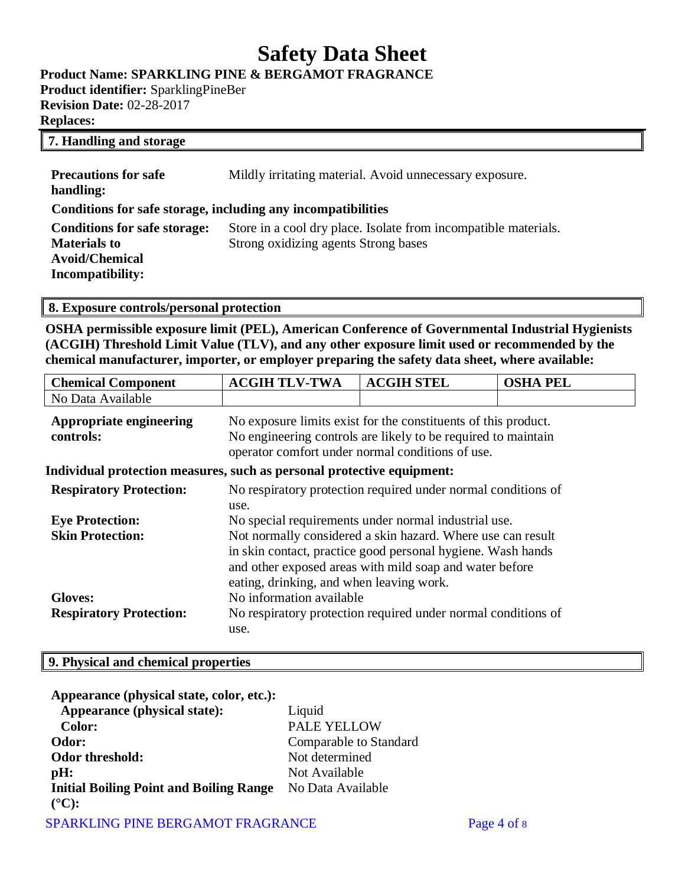# Safety Data Sheet

**Product Name: SPARKLING PINE & BERGAMOT FRAGRANCE**
**Product identifier:** SparklingPineBer
**Revision Date:** 02-28-2017
**Replaces:**

## 7. Handling and storage

**Precautions for safe handling:** Mildly irritating material. Avoid unnecessary exposure.

**Conditions for safe storage, including any incompatibilities**

**Conditions for safe storage:** Store in a cool dry place. Isolate from incompatible materials.

**Materials to Avoid/Chemical Incompatibility:** Strong oxidizing agents Strong bases

## 8. Exposure controls/personal protection

**OSHA permissible exposure limit (PEL), American Conference of Governmental Industrial Hygienists (ACGIH) Threshold Limit Value (TLV), and any other exposure limit used or recommended by the chemical manufacturer, importer, or employer preparing the safety data sheet, where available:**

| Chemical Component | ACGIH TLV-TWA | ACGIH STEL | OSHA PEL |
|---|---|---|---|
| No Data Available | | | |

**Appropriate engineering controls:** No exposure limits exist for the constituents of this product. No engineering controls are likely to be required to maintain operator comfort under normal conditions of use.

**Individual protection measures, such as personal protective equipment:**

**Respiratory Protection:** No respiratory protection required under normal conditions of use.

**Eye Protection:** No special requirements under normal industrial use.

**Skin Protection:** Not normally considered a skin hazard. Where use can result in skin contact, practice good personal hygiene. Wash hands and other exposed areas with mild soap and water before eating, drinking, and when leaving work.

**Gloves:** No information available

**Respiratory Protection:** No respiratory protection required under normal conditions of use.

## 9. Physical and chemical properties

**Appearance (physical state, color, etc.):**

**Appearance (physical state):** Liquid

**Color:** PALE YELLOW

**Odor:** Comparable to Standard

**Odor threshold:** Not determined

**pH:** Not Available

**Initial Boiling Point and Boiling Range (°C):** No Data Available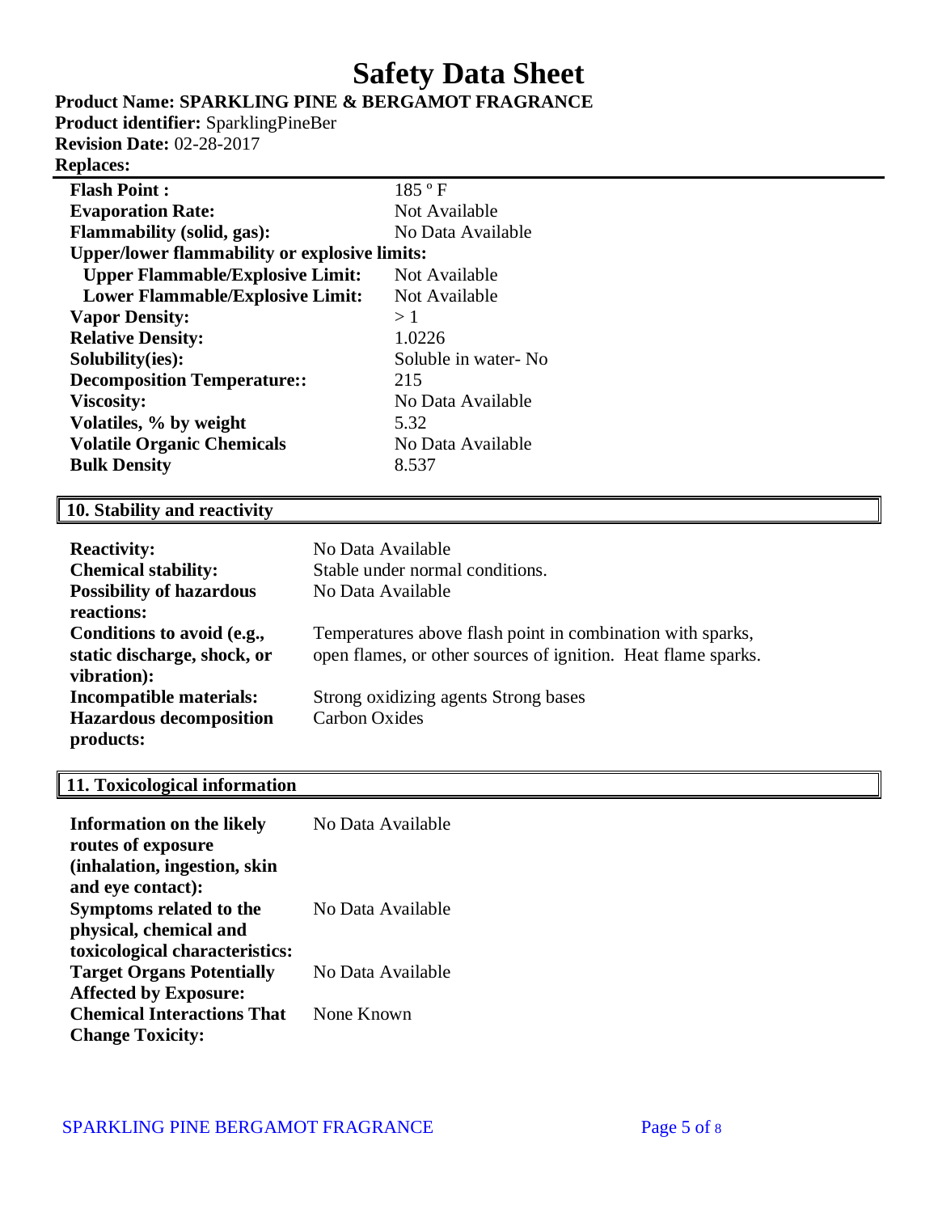# Safety Data Sheet

**Product Name: SPARKLING PINE & BERGAMOT FRAGRANCE**
**Product identifier:** SparklingPineBer
**Revision Date:** 02-28-2017
**Replaces:**

| | |
|---|---|
| **Flash Point :** | 185 ° F |
| **Evaporation Rate:** | Not Available |
| **Flammability (solid, gas):** | No Data Available |
| **Upper/lower flammability or explosive limits:** | |
| **Upper Flammable/Explosive Limit:** | Not Available |
| **Lower Flammable/Explosive Limit:** | Not Available |
| **Vapor Density:** | > 1 |
| **Relative Density:** | 1.0226 |
| **Solubility(ies):** | Soluble in water- No |
| **Decomposition Temperature::** | 215 |
| **Viscosity:** | No Data Available |
| **Volatiles, % by weight** | 5.32 |
| **Volatile Organic Chemicals** | No Data Available |
| **Bulk Density** | 8.537 |

## 10. Stability and reactivity

| | |
|---|---|
| **Reactivity:** | No Data Available |
| **Chemical stability:** | Stable under normal conditions. |
| **Possibility of hazardous reactions:** | No Data Available |
| **Conditions to avoid (e.g., static discharge, shock, or vibration):** | Temperatures above flash point in combination with sparks, open flames, or other sources of ignition. Heat flame sparks. |
| **Incompatible materials:** | Strong oxidizing agents Strong bases |
| **Hazardous decomposition products:** | Carbon Oxides |

## 11. Toxicological information

| | |
|---|---|
| **Information on the likely routes of exposure (inhalation, ingestion, skin and eye contact):** | No Data Available |
| **Symptoms related to the physical, chemical and toxicological characteristics:** | No Data Available |
| **Target Organs Potentially Affected by Exposure:** | No Data Available |
| **Chemical Interactions That Change Toxicity:** | None Known |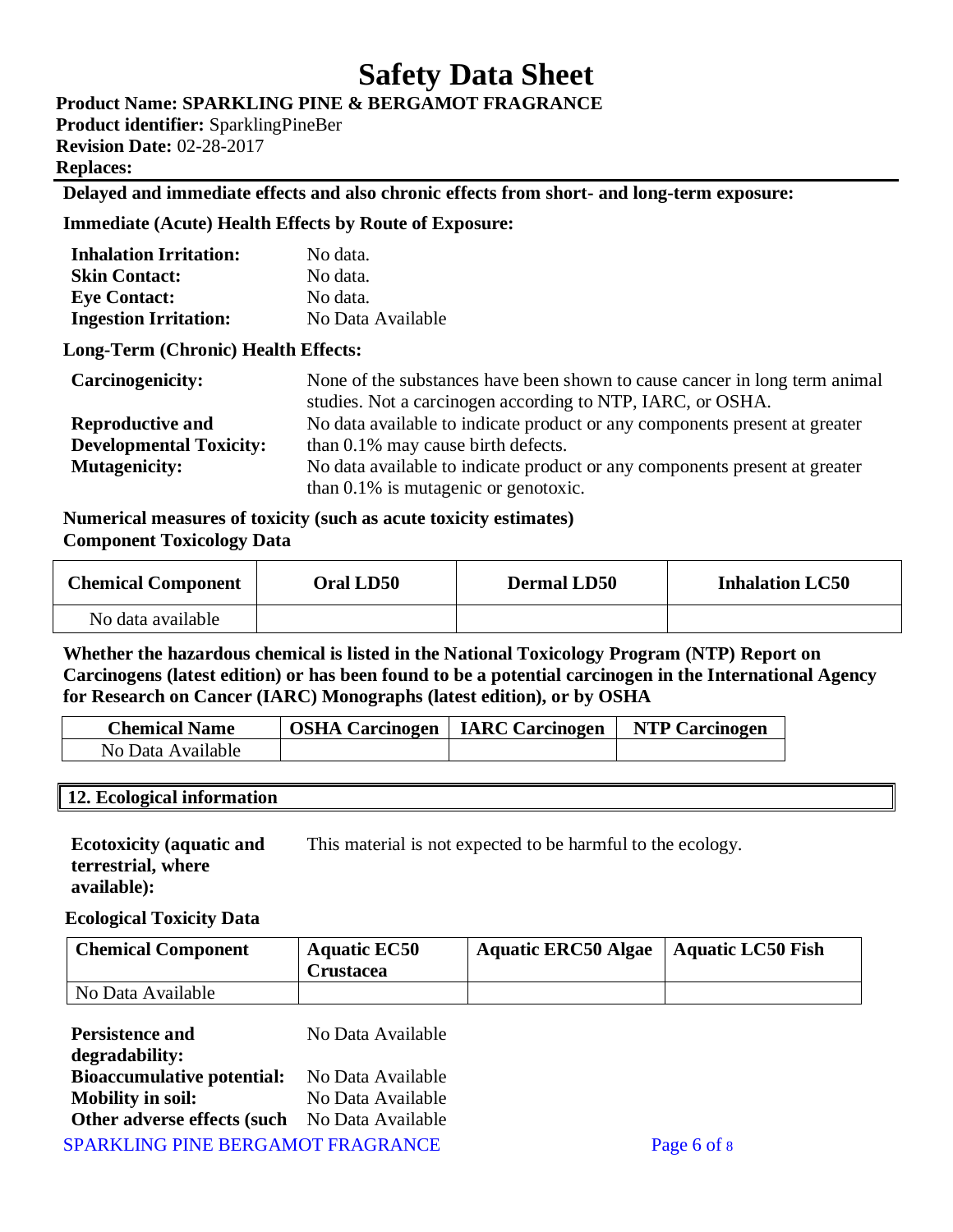# Safety Data Sheet

**Product Name: SPARKLING PINE & BERGAMOT FRAGRANCE**
**Product identifier:** SparklingPineBer
**Revision Date:** 02-28-2017
**Replaces:**

**Delayed and immediate effects and also chronic effects from short- and long-term exposure:**

**Immediate (Acute) Health Effects by Route of Exposure:**

| | |
|---|---|
| **Inhalation Irritation:** | No data. |
| **Skin Contact:** | No data. |
| **Eye Contact:** | No data. |
| **Ingestion Irritation:** | No Data Available |

**Long-Term (Chronic) Health Effects:**

| | |
|---|---|
| **Carcinogenicity:** | None of the substances have been shown to cause cancer in long term animal studies. Not a carcinogen according to NTP, IARC, or OSHA. |
| **Reproductive and Developmental Toxicity:** | No data available to indicate product or any components present at greater than 0.1% may cause birth defects. |
| **Mutagenicity:** | No data available to indicate product or any components present at greater than 0.1% is mutagenic or genotoxic. |

**Numerical measures of toxicity (such as acute toxicity estimates)**
**Component Toxicology Data**

| Chemical Component | Oral LD50 | Dermal LD50 | Inhalation LC50 |
|---|---|---|---|
| No data available | | | |

**Whether the hazardous chemical is listed in the National Toxicology Program (NTP) Report on Carcinogens (latest edition) or has been found to be a potential carcinogen in the International Agency for Research on Cancer (IARC) Monographs (latest edition), or by OSHA**

| Chemical Name | OSHA Carcinogen | IARC Carcinogen | NTP Carcinogen |
|---|---|---|---|
| No Data Available | | | |

## 12. Ecological information

| | |
|---|---|
| **Ecotoxicity (aquatic and terrestrial, where available):** | This material is not expected to be harmful to the ecology. |

**Ecological Toxicity Data**

| Chemical Component | Aquatic EC50 Crustacea | Aquatic ERC50 Algae | Aquatic LC50 Fish |
|---|---|---|---|
| No Data Available | | | |

| | |
|---|---|
| **Persistence and degradability:** | No Data Available |
| **Bioaccumulative potential:** | No Data Available |
| **Mobility in soil:** | No Data Available |
| **Other adverse effects (such** | No Data Available |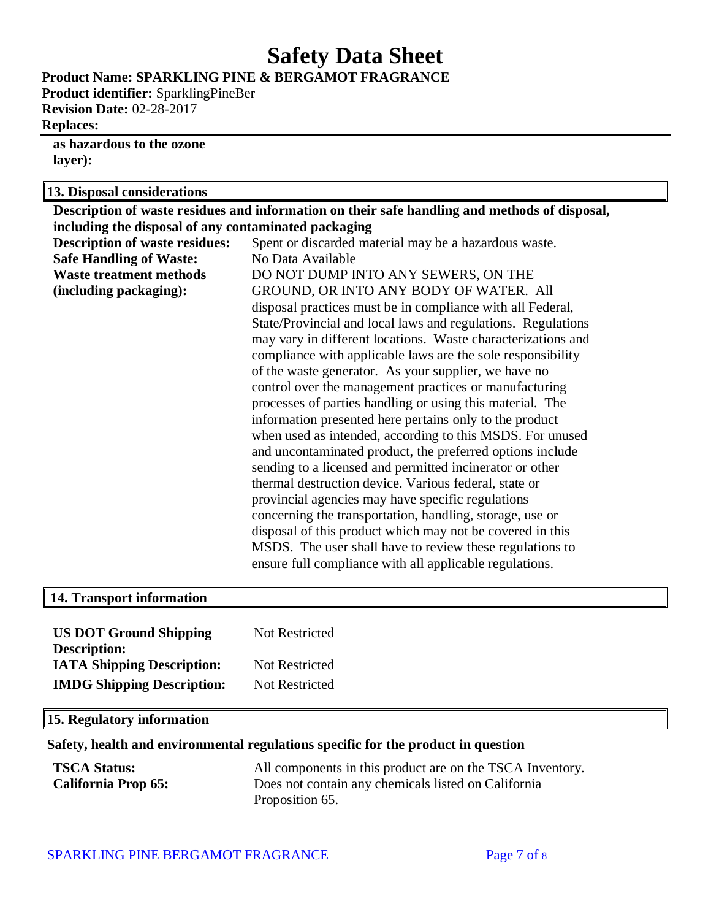**as hazardous to the ozone layer):**

## 13. Disposal considerations

**Description of waste residues and information on their safe handling and methods of disposal, including the disposal of any contaminated packaging**

| | |
|---|---|
| **Description of waste residues:** | Spent or discarded material may be a hazardous waste. |
| **Safe Handling of Waste:** | No Data Available |
| **Waste treatment methods (including packaging):** | DO NOT DUMP INTO ANY SEWERS, ON THE GROUND, OR INTO ANY BODY OF WATER. All disposal practices must be in compliance with all Federal, State/Provincial and local laws and regulations. Regulations may vary in different locations. Waste characterizations and compliance with applicable laws are the sole responsibility of the waste generator. As your supplier, we have no control over the management practices or manufacturing processes of parties handling or using this material. The information presented here pertains only to the product when used as intended, according to this MSDS. For unused and uncontaminated product, the preferred options include sending to a licensed and permitted incinerator or other thermal destruction device. Various federal, state or provincial agencies may have specific regulations concerning the transportation, handling, storage, use or disposal of this product which may not be covered in this MSDS. The user shall have to review these regulations to ensure full compliance with all applicable regulations. |

## 14. Transport information

| | |
|---|---|
| **US DOT Ground Shipping Description:** | Not Restricted |
| **IATA Shipping Description:** | Not Restricted |
| **IMDG Shipping Description:** | Not Restricted |

## 15. Regulatory information

**Safety, health and environmental regulations specific for the product in question**

| | |
|---|---|
| **TSCA Status:** | All components in this product are on the TSCA Inventory. |
| **California Prop 65:** | Does not contain any chemicals listed on California Proposition 65. |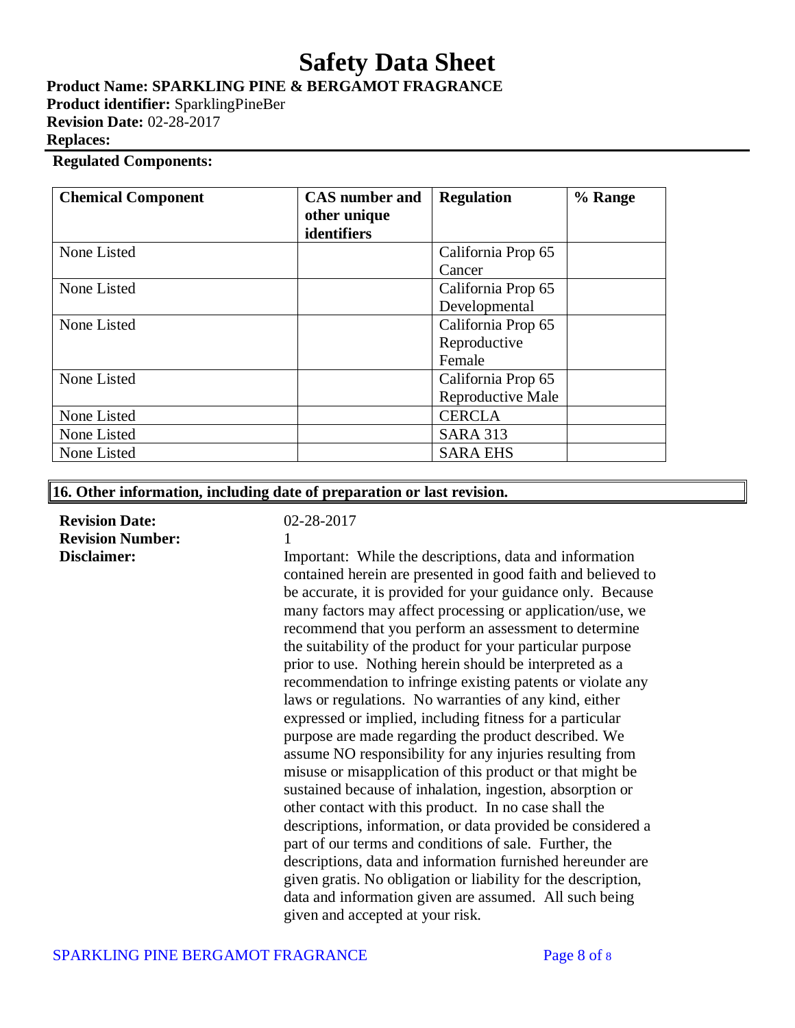# Safety Data Sheet

**Product Name: SPARKLING PINE & BERGAMOT FRAGRANCE**
**Product identifier:** SparklingPineBer
**Revision Date:** 02-28-2017
**Replaces:**

**Regulated Components:**

| Chemical Component | CAS number and other unique identifiers | Regulation | % Range |
|---|---|---|---|
| None Listed | | California Prop 65 Cancer | |
| None Listed | | California Prop 65 Developmental | |
| None Listed | | California Prop 65 Reproductive Female | |
| None Listed | | California Prop 65 Reproductive Male | |
| None Listed | | CERCLA | |
| None Listed | | SARA 313 | |
| None Listed | | SARA EHS | |

## 16. Other information, including date of preparation or last revision.

**Revision Date:** 02-28-2017

**Revision Number:** 1

**Disclaimer:** Important: While the descriptions, data and information contained herein are presented in good faith and believed to be accurate, it is provided for your guidance only. Because many factors may affect processing or application/use, we recommend that you perform an assessment to determine the suitability of the product for your particular purpose prior to use. Nothing herein should be interpreted as a recommendation to infringe existing patents or violate any laws or regulations. No warranties of any kind, either expressed or implied, including fitness for a particular purpose are made regarding the product described. We assume NO responsibility for any injuries resulting from misuse or misapplication of this product or that might be sustained because of inhalation, ingestion, absorption or other contact with this product. In no case shall the descriptions, information, or data provided be considered a part of our terms and conditions of sale. Further, the descriptions, data and information furnished hereunder are given gratis. No obligation or liability for the description, data and information given are assumed. All such being given and accepted at your risk.